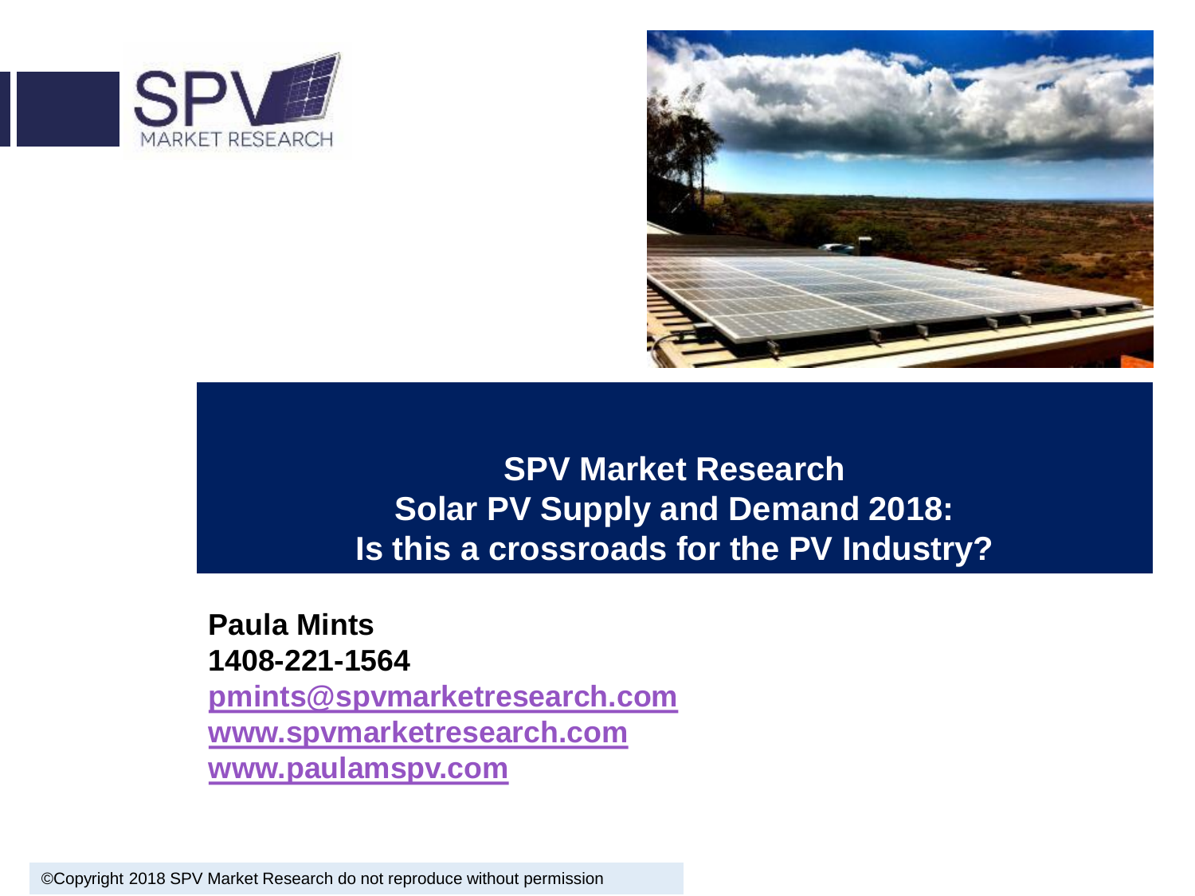# SPV Market Research
# Solar PV Supply and Demand 2018: Is this a crossroads for the PV Industry?

**Paula Mints**
**1408-221-1564**
**pmints@spvmarketresearch.com**
**www.spvmarketresearch.com**
**www.paulamspv.com**

©Copyright 2018 SPV Market Research do not reproduce without permission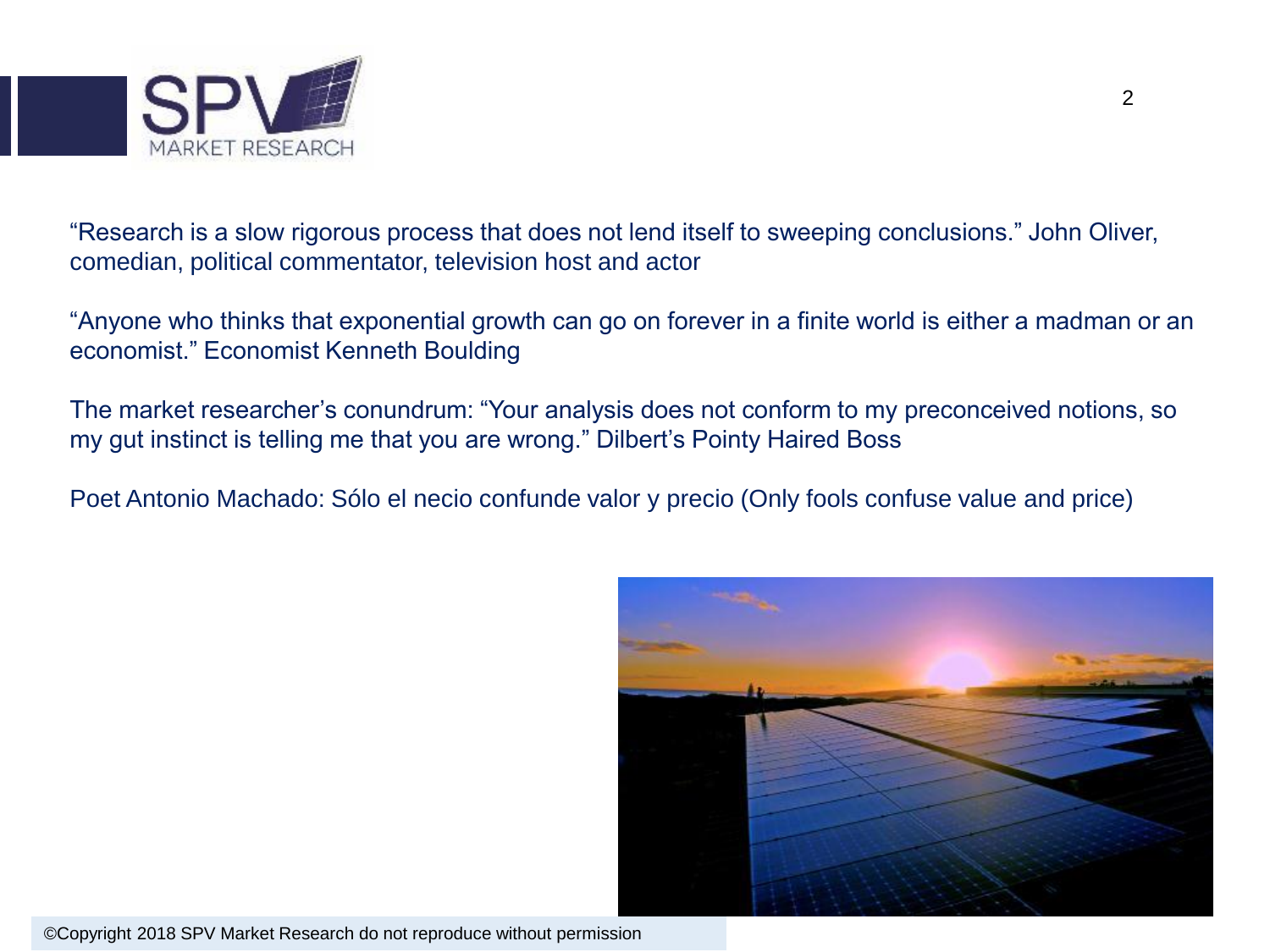"Research is a slow rigorous process that does not lend itself to sweeping conclusions." John Oliver, comedian, political commentator, television host and actor

"Anyone who thinks that exponential growth can go on forever in a finite world is either a madman or an economist." Economist Kenneth Boulding

The market researcher's conundrum: "Your analysis does not conform to my preconceived notions, so my gut instinct is telling me that you are wrong." Dilbert's Pointy Haired Boss

Poet Antonio Machado: Sólo el necio confunde valor y precio (Only fools confuse value and price)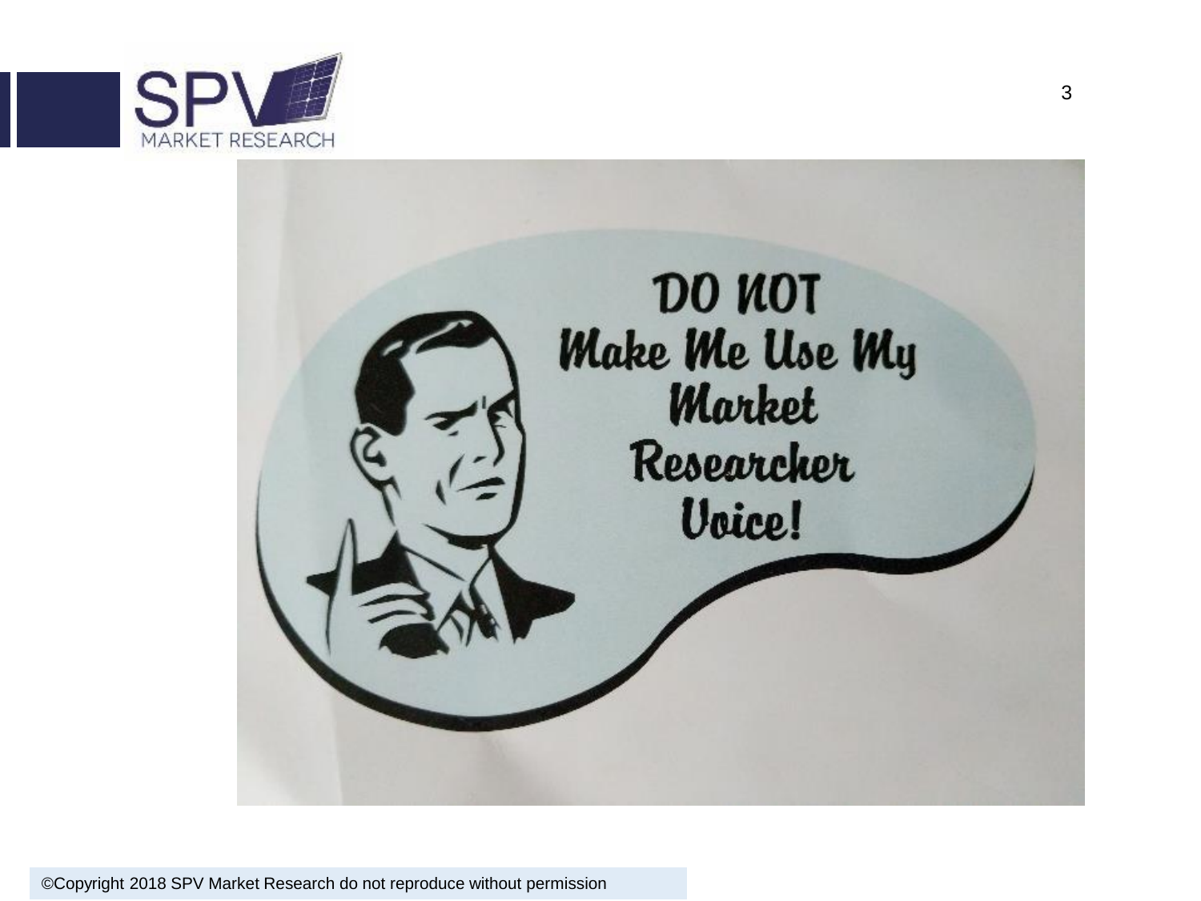DO NOT Make Me Use My Market Researcher Voice!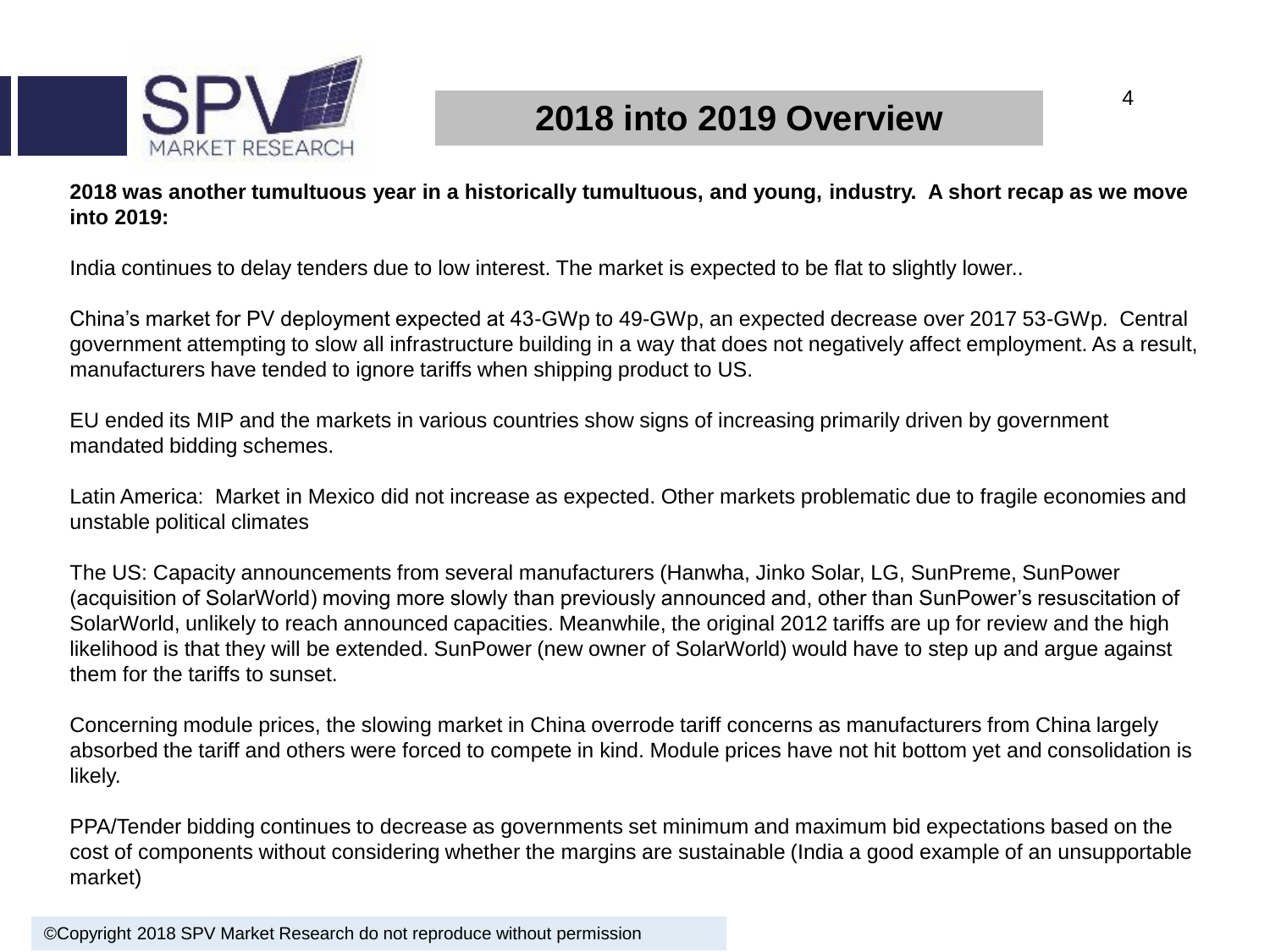# 2018 into 2019 Overview

**2018 was another tumultuous year in a historically tumultuous, and young, industry. A short recap as we move into 2019:**

India continues to delay tenders due to low interest. The market is expected to be flat to slightly lower..

China's market for PV deployment expected at 43-GWp to 49-GWp, an expected decrease over 2017 53-GWp. Central government attempting to slow all infrastructure building in a way that does not negatively affect employment. As a result, manufacturers have tended to ignore tariffs when shipping product to US.

EU ended its MIP and the markets in various countries show signs of increasing primarily driven by government mandated bidding schemes.

Latin America: Market in Mexico did not increase as expected. Other markets problematic due to fragile economies and unstable political climates

The US: Capacity announcements from several manufacturers (Hanwha, Jinko Solar, LG, SunPreme, SunPower (acquisition of SolarWorld) moving more slowly than previously announced and, other than SunPower's resuscitation of SolarWorld, unlikely to reach announced capacities. Meanwhile, the original 2012 tariffs are up for review and the high likelihood is that they will be extended. SunPower (new owner of SolarWorld) would have to step up and argue against them for the tariffs to sunset.

Concerning module prices, the slowing market in China overrode tariff concerns as manufacturers from China largely absorbed the tariff and others were forced to compete in kind. Module prices have not hit bottom yet and consolidation is likely.

PPA/Tender bidding continues to decrease as governments set minimum and maximum bid expectations based on the cost of components without considering whether the margins are sustainable (India a good example of an unsupportable market)

©Copyright 2018 SPV Market Research do not reproduce without permission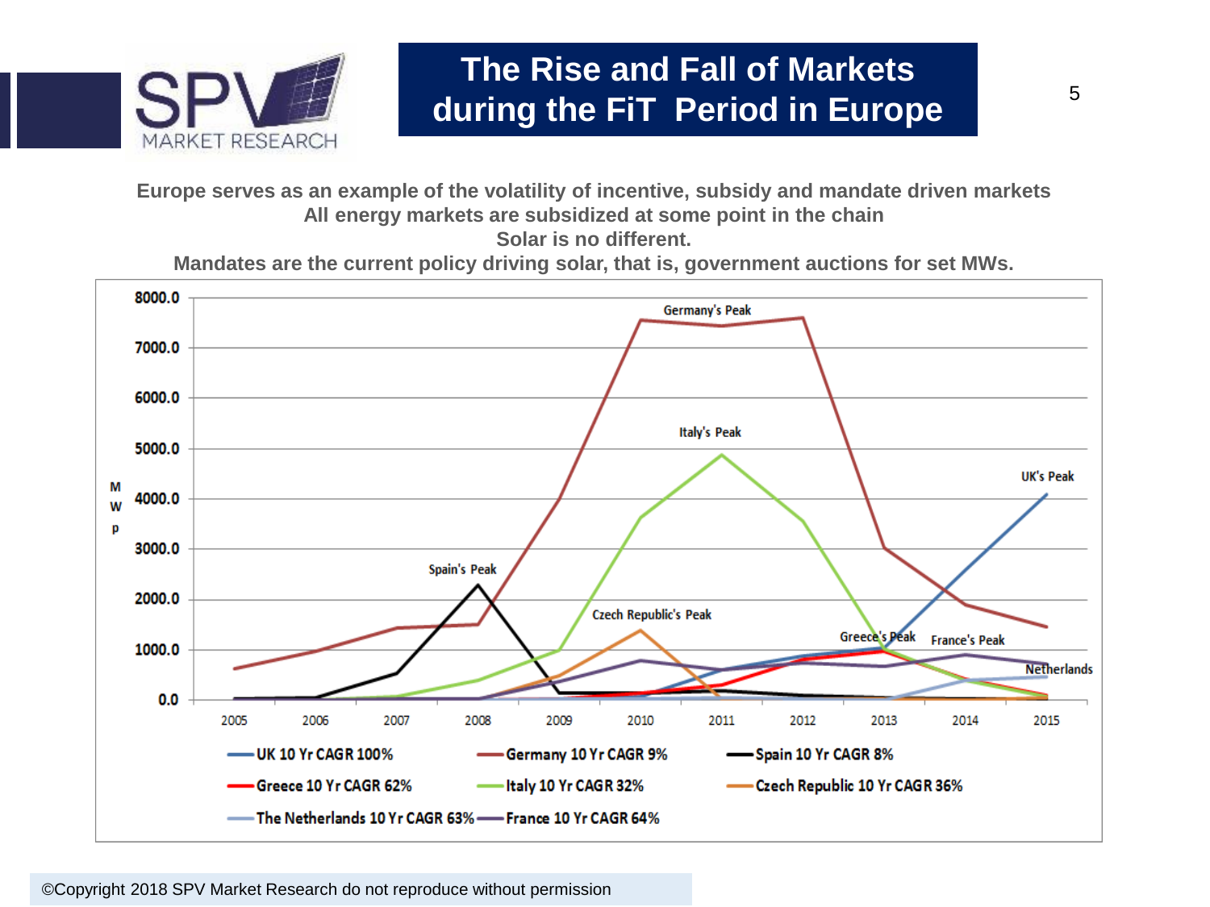# The Rise and Fall of Markets during the FiT Period in Europe

**Europe serves as an example of the volatility of incentive, subsidy and mandate driven markets**
**All energy markets are subsidized at some point in the chain**
**Solar is no different.**
**Mandates are the current policy driving solar, that is, government auctions for set MWs.**

Germany's Peak
Italy's Peak
UK's Peak
Spain's Peak
Czech Republic's Peak
Greece's Peak
France's Peak
Netherlands

MWp: 0.0, 1000.0, 2000.0, 3000.0, 4000.0, 5000.0, 6000.0, 7000.0, 8000.0

2005, 2006, 2007, 2008, 2009, 2010, 2011, 2012, 2013, 2014, 2015

- UK 10 Yr CAGR 100%
- Germany 10 Yr CAGR 9%
- Spain 10 Yr CAGR 8%
- Greece 10 Yr CAGR 62%
- Italy 10 Yr CAGR 32%
- Czech Republic 10 Yr CAGR 36%
- The Netherlands 10 Yr CAGR 63%
- France 10 Yr CAGR 64%

©Copyright 2018 SPV Market Research do not reproduce without permission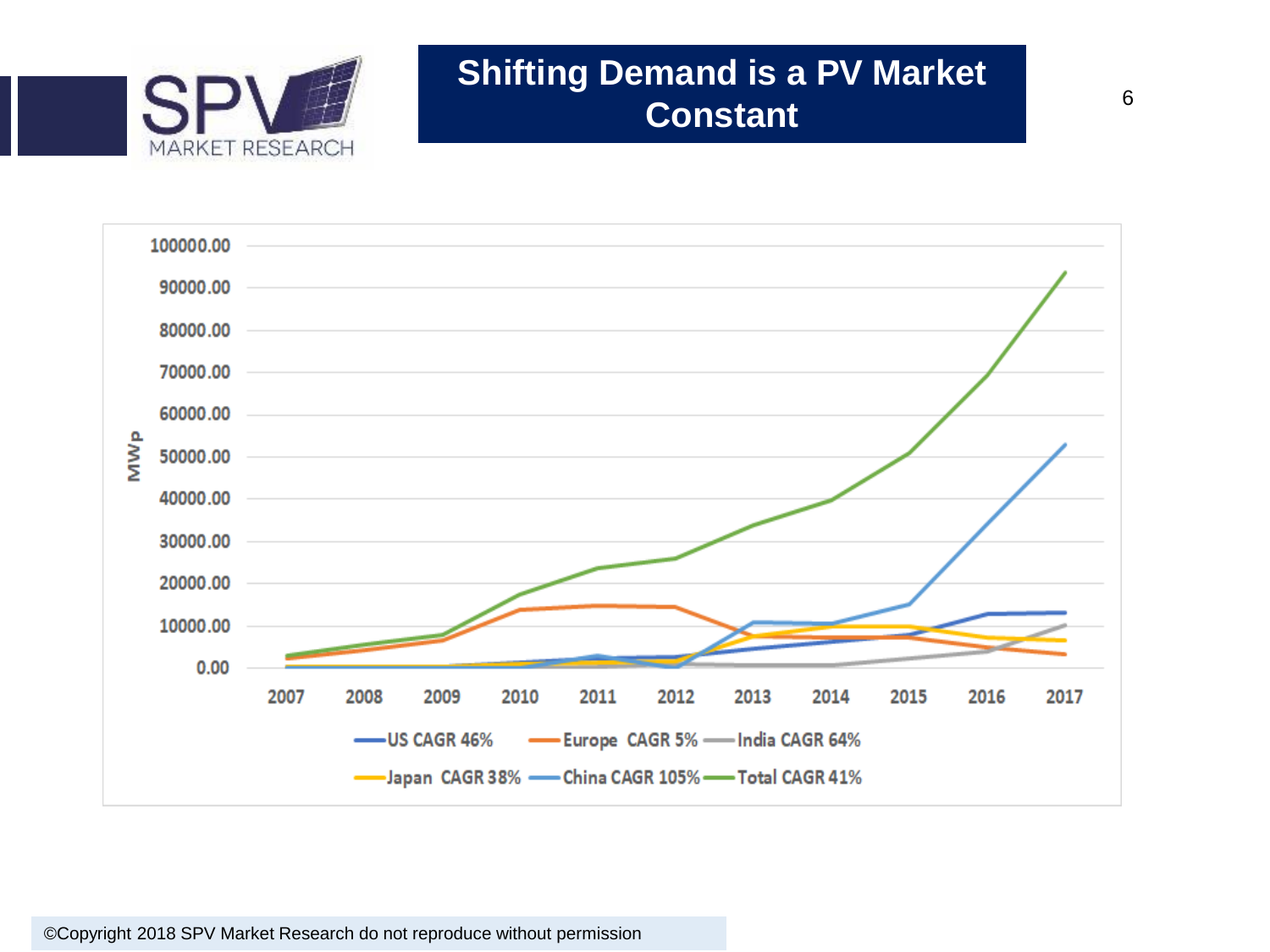# Shifting Demand is a PV Market Constant

MWp

100000.00
90000.00
80000.00
70000.00
60000.00
50000.00
40000.00
30000.00
20000.00
10000.00
0.00

2007 2008 2009 2010 2011 2012 2013 2014 2015 2016 2017

US CAGR 46% — Europe CAGR 5% — India CAGR 64% — Japan CAGR 38% — China CAGR 105% — Total CAGR 41%

©Copyright 2018 SPV Market Research do not reproduce without permission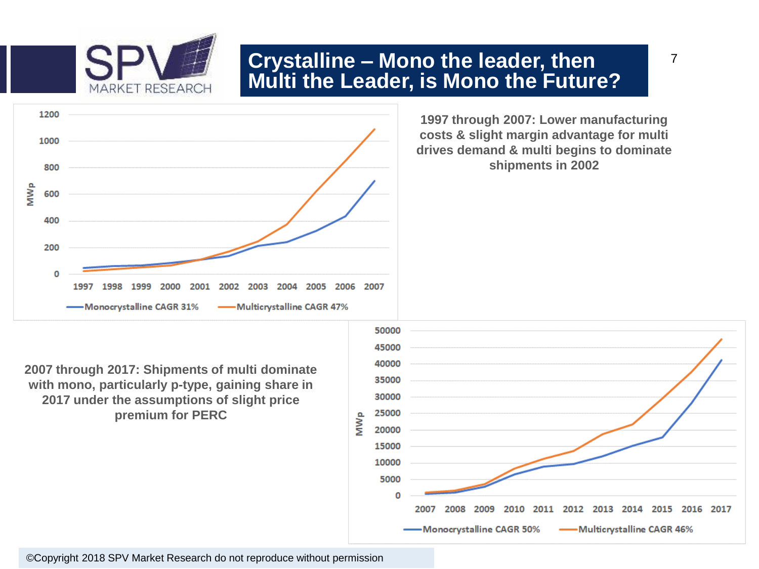# Crystalline – Mono the leader, then Multi the Leader, is Mono the Future?

**1997 through 2007: Lower manufacturing costs & slight margin advantage for multi drives demand & multi begins to dominate shipments in 2002**

MWp

1997 1998 1999 2000 2001 2002 2003 2004 2005 2006 2007

Monocrystalline CAGR 31% — Multicrystalline CAGR 47%

**2007 through 2017: Shipments of multi dominate with mono, particularly p-type, gaining share in 2017 under the assumptions of slight price premium for PERC**

MWp

2007 2008 2009 2010 2011 2012 2013 2014 2015 2016 2017

Monocrystalline CAGR 50% — Multicrystalline CAGR 46%

©Copyright 2018 SPV Market Research do not reproduce without permission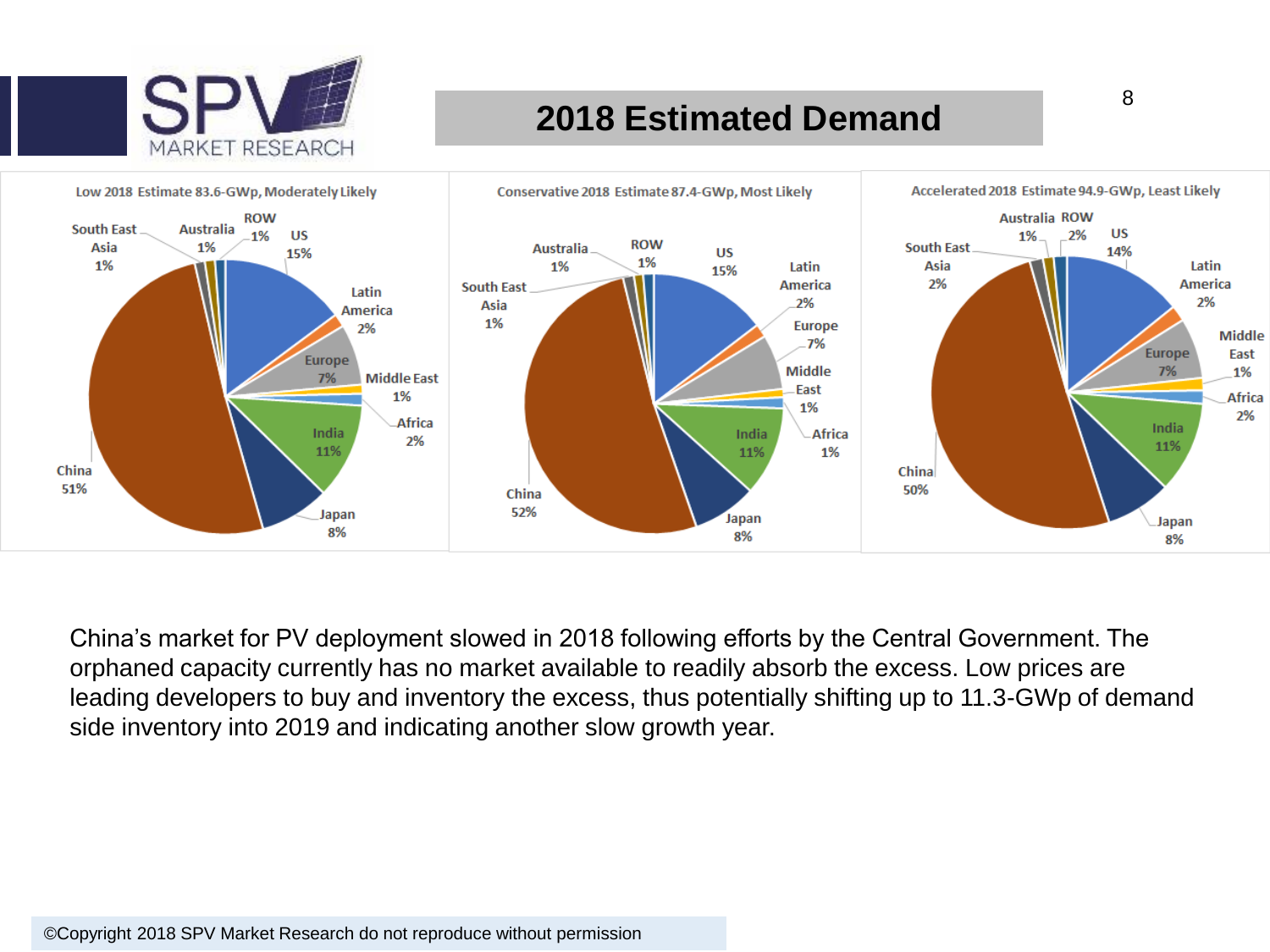# 2018 Estimated Demand

**Low 2018 Estimate 83.6-GWp, Moderately Likely**

| Region | Share |
|---|---|
| China | 51% |
| US | 15% |
| India | 11% |
| Japan | 8% |
| Europe | 7% |
| Latin America | 2% |
| Africa | 2% |
| Middle East | 1% |
| South East Asia | 1% |
| Australia | 1% |
| ROW | 1% |

**Conservative 2018 Estimate 87.4-GWp, Most Likely**

| Region | Share |
|---|---|
| China | 52% |
| US | 15% |
| India | 11% |
| Japan | 8% |
| Europe | 7% |
| Latin America | 2% |
| Middle East | 1% |
| Africa | 1% |
| South East Asia | 1% |
| Australia | 1% |
| ROW | 1% |

**Accelerated 2018 Estimate 94.9-GWp, Least Likely**

| Region | Share |
|---|---|
| China | 50% |
| US | 14% |
| India | 11% |
| Japan | 8% |
| Europe | 7% |
| Latin America | 2% |
| Africa | 2% |
| South East Asia | 2% |
| ROW | 2% |
| Middle East | 1% |
| Australia | 1% |

China's market for PV deployment slowed in 2018 following efforts by the Central Government. The orphaned capacity currently has no market available to readily absorb the excess. Low prices are leading developers to buy and inventory the excess, thus potentially shifting up to 11.3-GWp of demand side inventory into 2019 and indicating another slow growth year.

©Copyright 2018 SPV Market Research do not reproduce without permission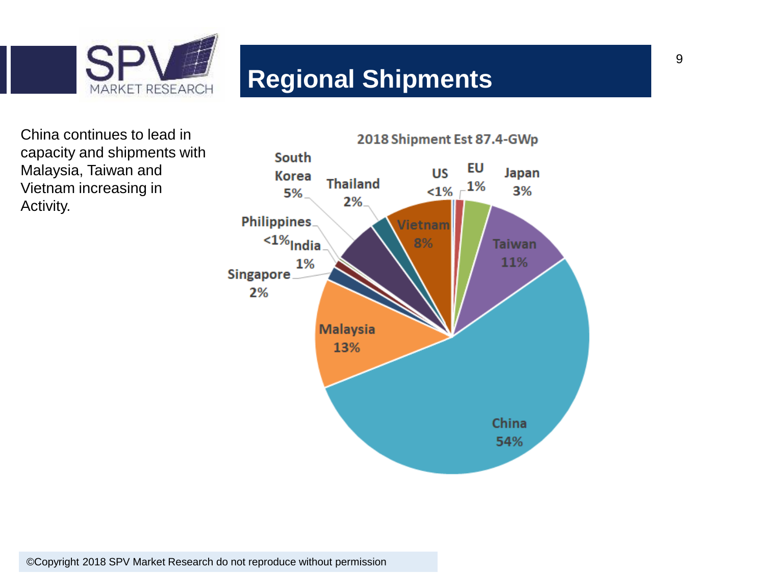# Regional Shipments

China continues to lead in capacity and shipments with Malaysia, Taiwan and Vietnam increasing in Activity.

2018 Shipment Est 87.4-GWp

| Region | Share |
|---|---|
| China | 54% |
| Malaysia | 13% |
| Taiwan | 11% |
| Vietnam | 8% |
| South Korea | 5% |
| Japan | 3% |
| Thailand | 2% |
| Singapore | 2% |
| India | 1% |
| EU | 1% |
| US | <1% |
| Philippines | <1% |

©Copyright 2018 SPV Market Research do not reproduce without permission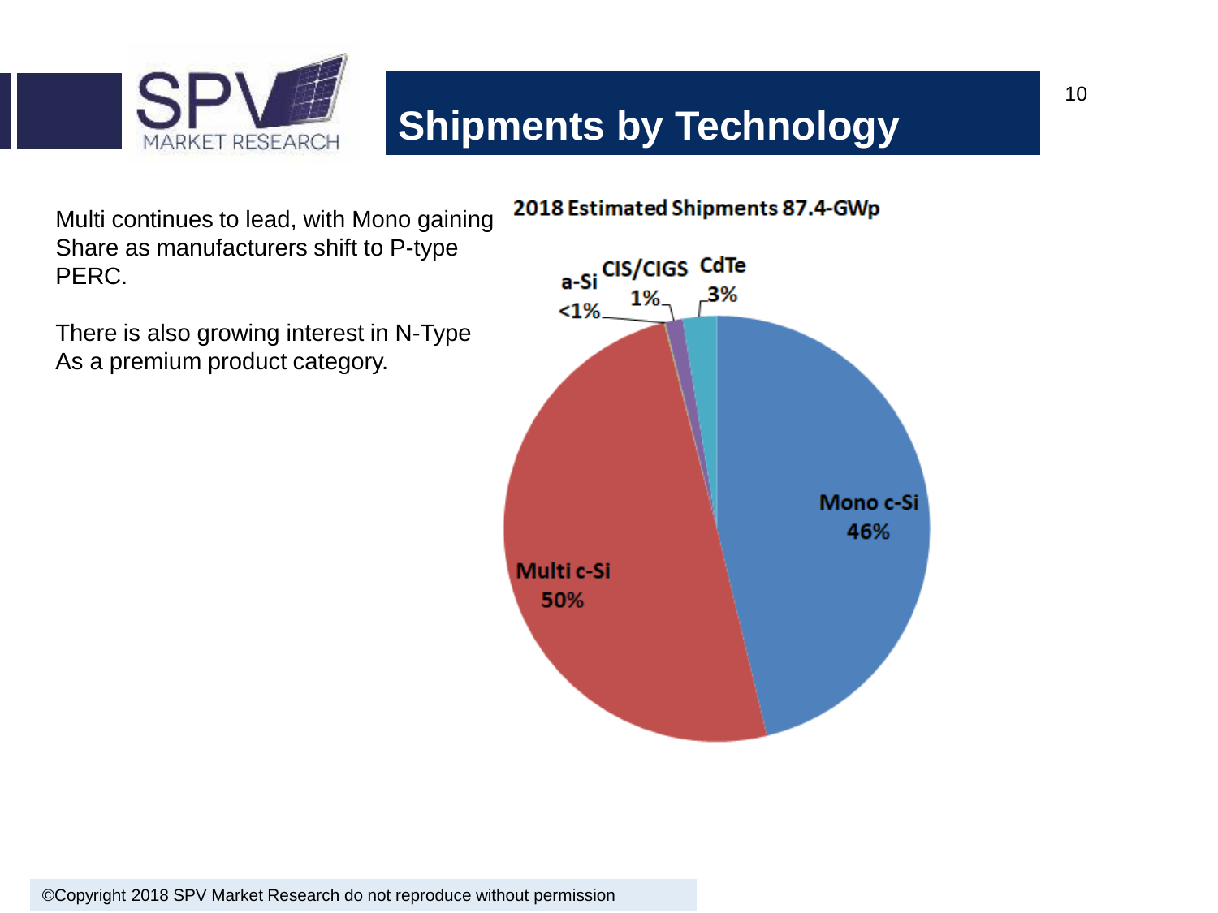# Shipments by Technology

Multi continues to lead, with Mono gaining Share as manufacturers shift to P-type PERC.

There is also growing interest in N-Type As a premium product category.

**2018 Estimated Shipments 87.4-GWp**

| Technology | Share |
| --- | --- |
| Mono c-Si | 46% |
| Multi c-Si | 50% |
| a-Si | <1% |
| CIS/CIGS | 1% |
| CdTe | 3% |

©Copyright 2018 SPV Market Research do not reproduce without permission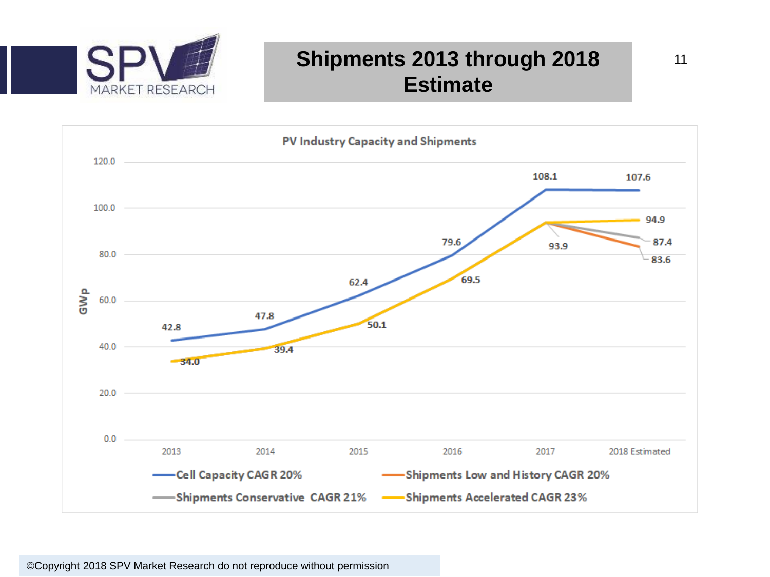# Shipments 2013 through 2018 Estimate

**PV Industry Capacity and Shipments** (GWp)

| Series | 2013 | 2014 | 2015 | 2016 | 2017 | 2018 Estimated |
|---|---|---|---|---|---|---|
| Cell Capacity CAGR 20% | 42.8 | 47.8 | 62.4 | 79.6 | 108.1 | 107.6 |
| Shipments Low and History CAGR 20% | 34.0 | 39.4 | 50.1 | 69.5 | 93.9 | 83.6 |
| Shipments Conservative CAGR 21% | 34.0 | 39.4 | 50.1 | 69.5 | 93.9 | 87.4 |
| Shipments Accelerated CAGR 23% | 34.0 | 39.4 | 50.1 | 69.5 | 93.9 | 94.9 |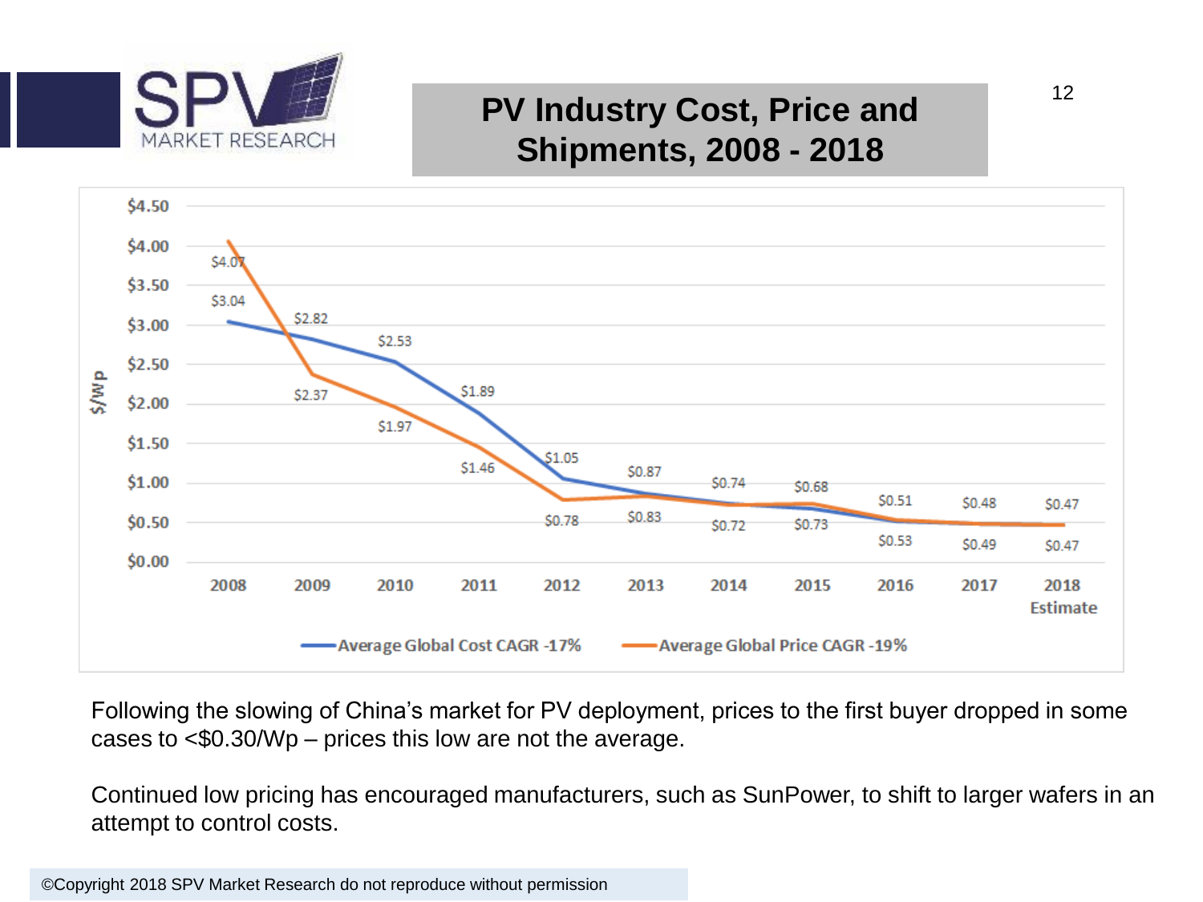# PV Industry Cost, Price and Shipments, 2008 - 2018

| Year | Average Global Cost CAGR -17% ($/Wp) | Average Global Price CAGR -19% ($/Wp) |
|---|---|---|
| 2008 | $3.04 | $4.07 |
| 2009 | $2.82 | $2.37 |
| 2010 | $2.53 | $1.97 |
| 2011 | $1.89 | $1.46 |
| 2012 | $1.05 | $0.78 |
| 2013 | $0.87 | $0.83 |
| 2014 | $0.74 | $0.72 |
| 2015 | $0.68 | $0.73 |
| 2016 | $0.51 | $0.53 |
| 2017 | $0.48 | $0.49 |
| 2018 Estimate | $0.47 | $0.47 |

Following the slowing of China's market for PV deployment, prices to the first buyer dropped in some cases to <$0.30/Wp – prices this low are not the average.

Continued low pricing has encouraged manufacturers, such as SunPower, to shift to larger wafers in an attempt to control costs.

©Copyright 2018 SPV Market Research do not reproduce without permission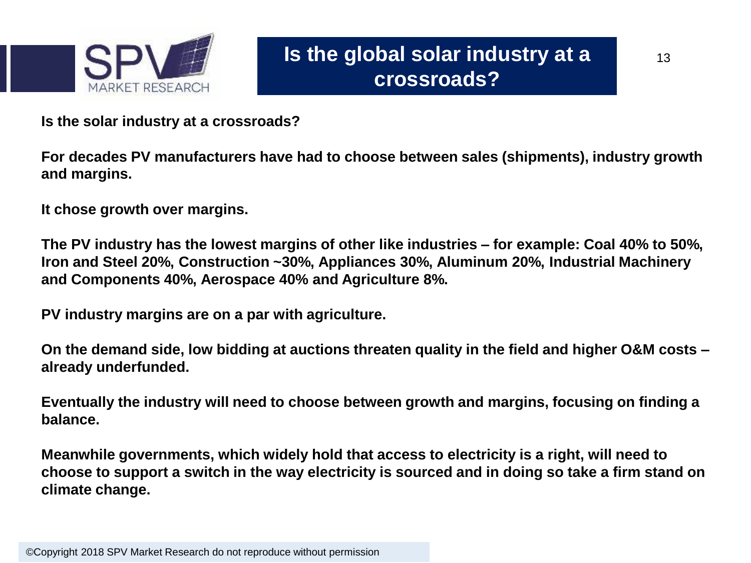# Is the global solar industry at a crossroads?

**Is the solar industry at a crossroads?**

**For decades PV manufacturers have had to choose between sales (shipments), industry growth and margins.**

**It chose growth over margins.**

**The PV industry has the lowest margins of other like industries – for example: Coal 40% to 50%, Iron and Steel 20%, Construction ~30%, Appliances 30%, Aluminum 20%, Industrial Machinery and Components 40%, Aerospace 40% and Agriculture 8%.**

**PV industry margins are on a par with agriculture.**

**On the demand side, low bidding at auctions threaten quality in the field and higher O&M costs – already underfunded.**

**Eventually the industry will need to choose between growth and margins, focusing on finding a balance.**

**Meanwhile governments, which widely hold that access to electricity is a right, will need to choose to support a switch in the way electricity is sourced and in doing so take a firm stand on climate change.**

©Copyright 2018 SPV Market Research do not reproduce without permission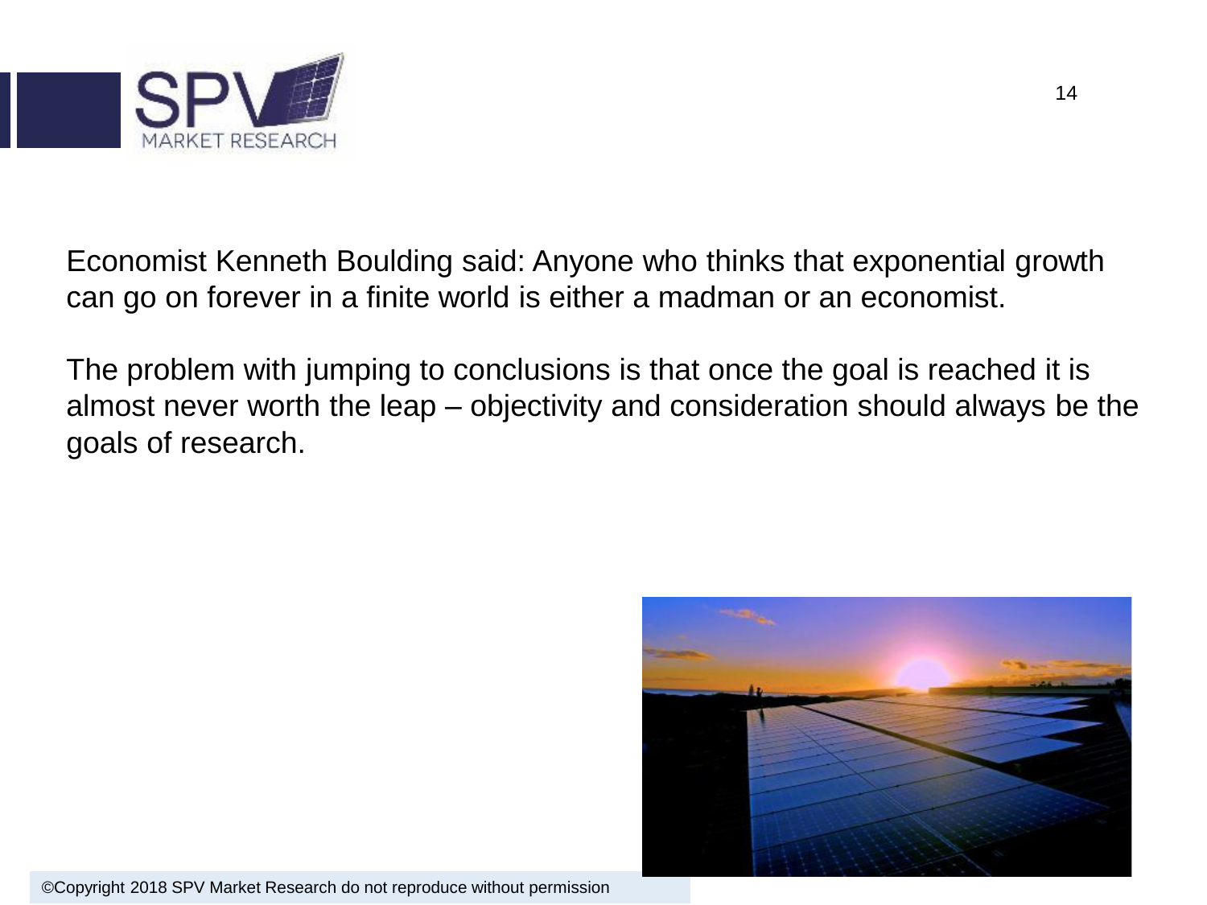Economist Kenneth Boulding said: Anyone who thinks that exponential growth can go on forever in a finite world is either a madman or an economist.

The problem with jumping to conclusions is that once the goal is reached it is almost never worth the leap – objectivity and consideration should always be the goals of research.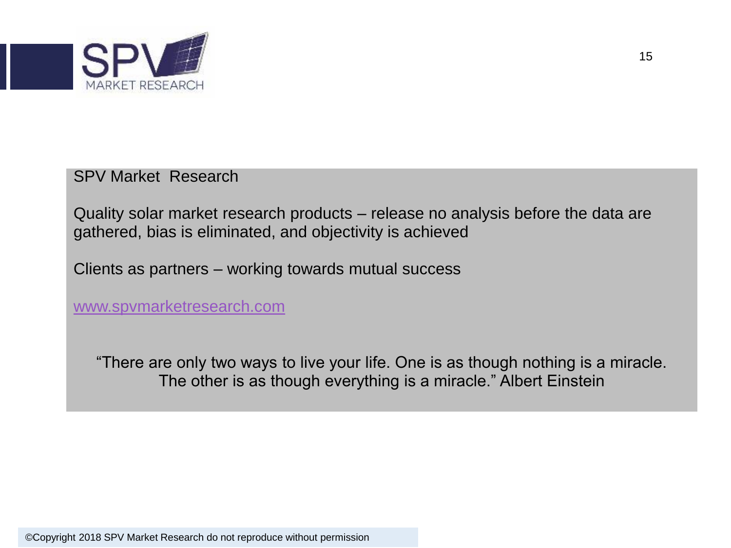SPV Market Research

Quality solar market research products – release no analysis before the data are gathered, bias is eliminated, and objectivity is achieved

Clients as partners – working towards mutual success

www.spvmarketresearch.com

"There are only two ways to live your life. One is as though nothing is a miracle. The other is as though everything is a miracle." Albert Einstein

©Copyright 2018 SPV Market Research do not reproduce without permission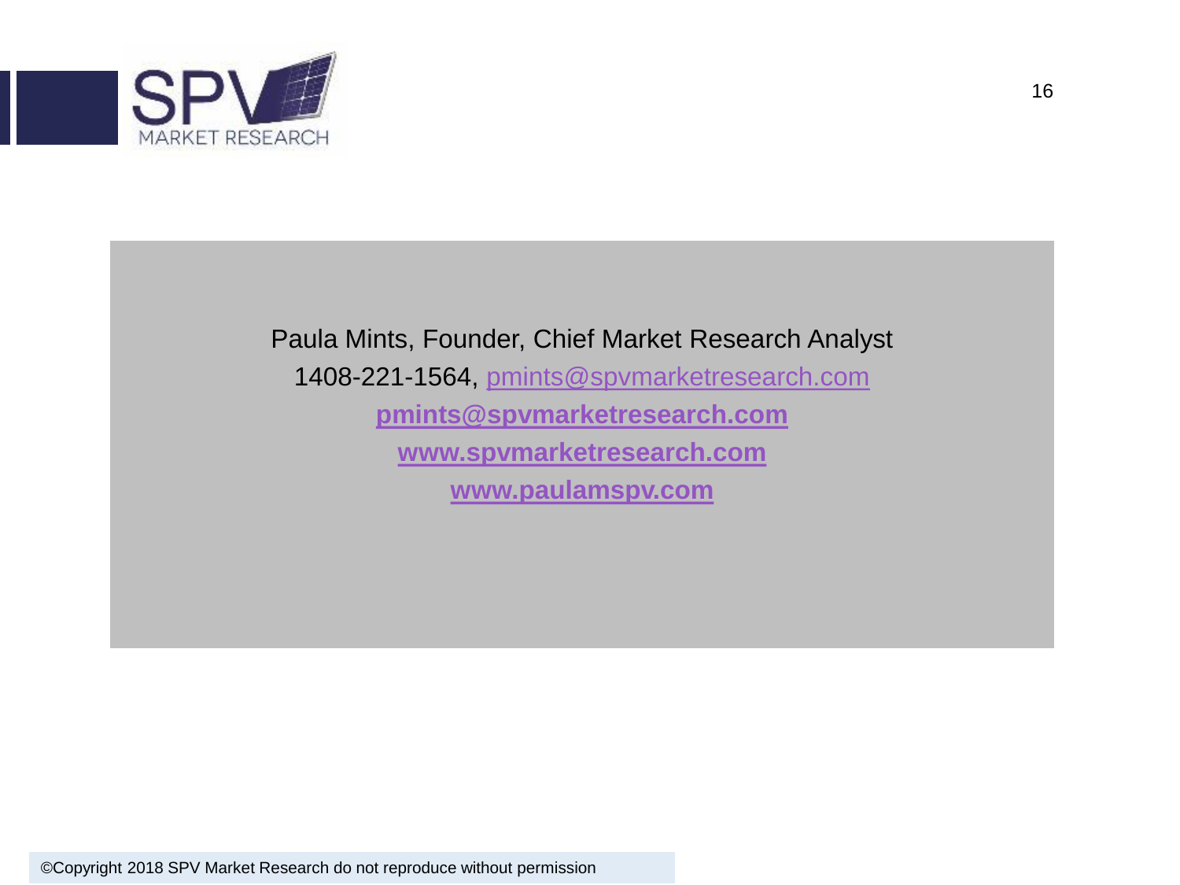SPV MARKET RESEARCH

Paula Mints, Founder, Chief Market Research Analyst

1408-221-1564, pmints@spvmarketresearch.com

**pmints@spvmarketresearch.com**

**www.spvmarketresearch.com**

**www.paulamspv.com**

©Copyright 2018 SPV Market Research do not reproduce without permission